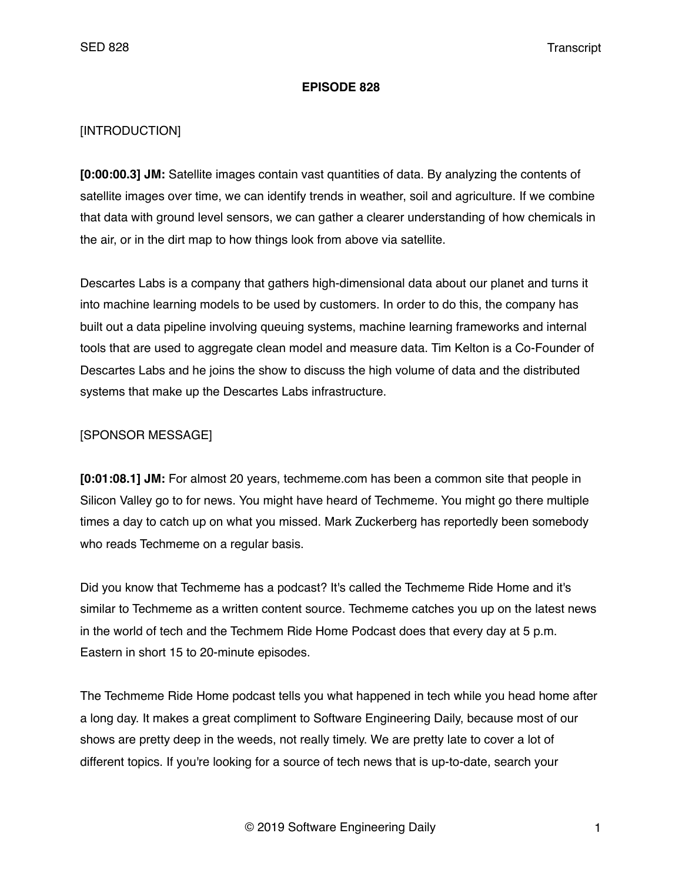**EPISODE 828**

[INTRODUCTION]

**[0:00:00.3] JM:** Satellite images contain vast quantities of data. By analyzing the contents of satellite images over time, we can identify trends in weather, soil and agriculture. If we combine that data with ground level sensors, we can gather a clearer understanding of how chemicals in the air, or in the dirt map to how things look from above via satellite.

Descartes Labs is a company that gathers high-dimensional data about our planet and turns it into machine learning models to be used by customers. In order to do this, the company has built out a data pipeline involving queuing systems, machine learning frameworks and internal tools that are used to aggregate clean model and measure data. Tim Kelton is a Co-Founder of Descartes Labs and he joins the show to discuss the high volume of data and the distributed systems that make up the Descartes Labs infrastructure.

[SPONSOR MESSAGE]

**[0:01:08.1] JM:** For almost 20 years, techmeme.com has been a common site that people in Silicon Valley go to for news. You might have heard of Techmeme. You might go there multiple times a day to catch up on what you missed. Mark Zuckerberg has reportedly been somebody who reads Techmeme on a regular basis.

Did you know that Techmeme has a podcast? It's called the Techmeme Ride Home and it's similar to Techmeme as a written content source. Techmeme catches you up on the latest news in the world of tech and the Techmem Ride Home Podcast does that every day at 5 p.m. Eastern in short 15 to 20-minute episodes.

The Techmeme Ride Home podcast tells you what happened in tech while you head home after a long day. It makes a great compliment to Software Engineering Daily, because most of our shows are pretty deep in the weeds, not really timely. We are pretty late to cover a lot of different topics. If you're looking for a source of tech news that is up-to-date, search your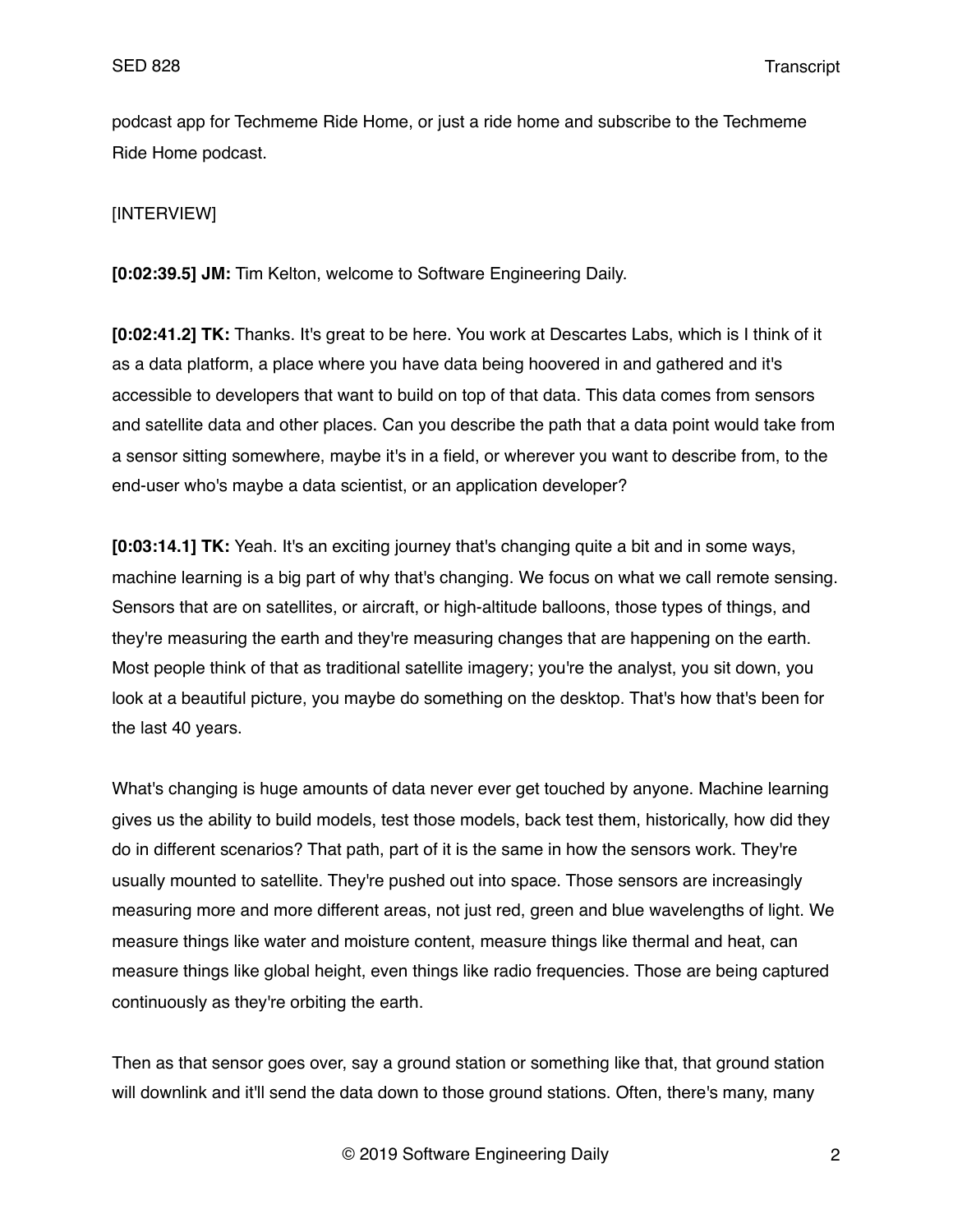podcast app for Techmeme Ride Home, or just a ride home and subscribe to the Techmeme Ride Home podcast.

[INTERVIEW]

**[0:02:39.5] JM:** Tim Kelton, welcome to Software Engineering Daily.

**[0:02:41.2] TK:** Thanks. It's great to be here. You work at Descartes Labs, which is I think of it as a data platform, a place where you have data being hoovered in and gathered and it's accessible to developers that want to build on top of that data. This data comes from sensors and satellite data and other places. Can you describe the path that a data point would take from a sensor sitting somewhere, maybe it's in a field, or wherever you want to describe from, to the end-user who's maybe a data scientist, or an application developer?

**[0:03:14.1] TK:** Yeah. It's an exciting journey that's changing quite a bit and in some ways, machine learning is a big part of why that's changing. We focus on what we call remote sensing. Sensors that are on satellites, or aircraft, or high-altitude balloons, those types of things, and they're measuring the earth and they're measuring changes that are happening on the earth. Most people think of that as traditional satellite imagery; you're the analyst, you sit down, you look at a beautiful picture, you maybe do something on the desktop. That's how that's been for the last 40 years.

What's changing is huge amounts of data never ever get touched by anyone. Machine learning gives us the ability to build models, test those models, back test them, historically, how did they do in different scenarios? That path, part of it is the same in how the sensors work. They're usually mounted to satellite. They're pushed out into space. Those sensors are increasingly measuring more and more different areas, not just red, green and blue wavelengths of light. We measure things like water and moisture content, measure things like thermal and heat, can measure things like global height, even things like radio frequencies. Those are being captured continuously as they're orbiting the earth.

Then as that sensor goes over, say a ground station or something like that, that ground station will downlink and it'll send the data down to those ground stations. Often, there's many, many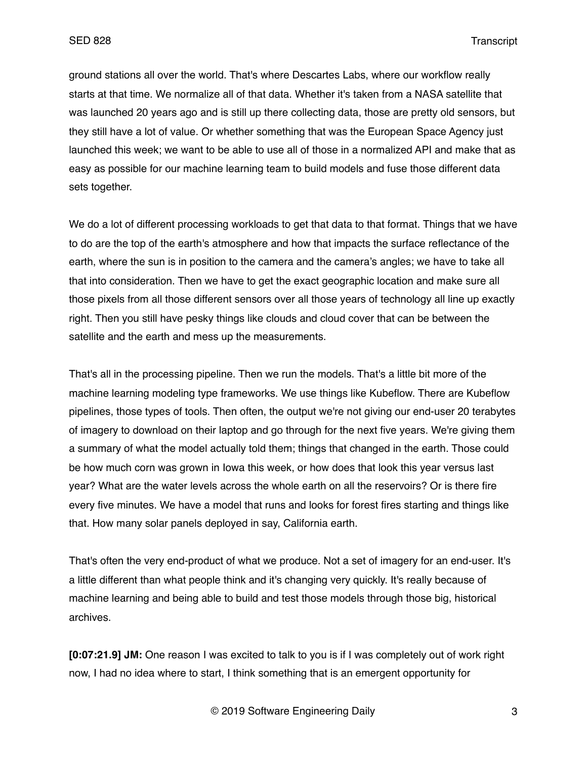ground stations all over the world. That's where Descartes Labs, where our workflow really starts at that time. We normalize all of that data. Whether it's taken from a NASA satellite that was launched 20 years ago and is still up there collecting data, those are pretty old sensors, but they still have a lot of value. Or whether something that was the European Space Agency just launched this week; we want to be able to use all of those in a normalized API and make that as easy as possible for our machine learning team to build models and fuse those different data sets together.

We do a lot of different processing workloads to get that data to that format. Things that we have to do are the top of the earth's atmosphere and how that impacts the surface reflectance of the earth, where the sun is in position to the camera and the camera's angles; we have to take all that into consideration. Then we have to get the exact geographic location and make sure all those pixels from all those different sensors over all those years of technology all line up exactly right. Then you still have pesky things like clouds and cloud cover that can be between the satellite and the earth and mess up the measurements.

That's all in the processing pipeline. Then we run the models. That's a little bit more of the machine learning modeling type frameworks. We use things like Kubeflow. There are Kubeflow pipelines, those types of tools. Then often, the output we're not giving our end-user 20 terabytes of imagery to download on their laptop and go through for the next five years. We're giving them a summary of what the model actually told them; things that changed in the earth. Those could be how much corn was grown in Iowa this week, or how does that look this year versus last year? What are the water levels across the whole earth on all the reservoirs? Or is there fire every five minutes. We have a model that runs and looks for forest fires starting and things like that. How many solar panels deployed in say, California earth.

That's often the very end-product of what we produce. Not a set of imagery for an end-user. It's a little different than what people think and it's changing very quickly. It's really because of machine learning and being able to build and test those models through those big, historical archives.

**[0:07:21.9] JM:** One reason I was excited to talk to you is if I was completely out of work right now, I had no idea where to start, I think something that is an emergent opportunity for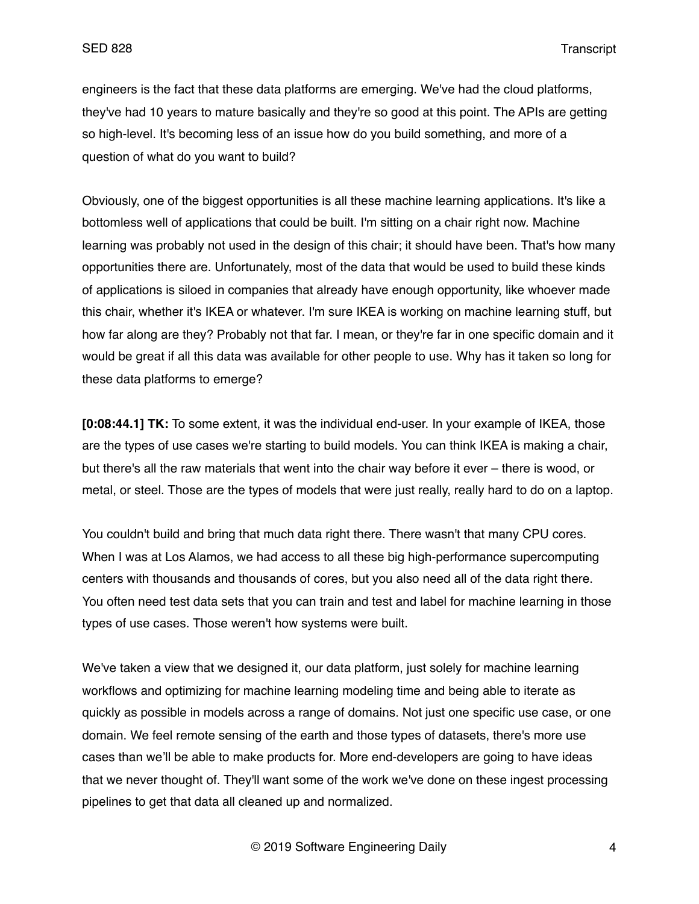engineers is the fact that these data platforms are emerging. We've had the cloud platforms, they've had 10 years to mature basically and they're so good at this point. The APIs are getting so high-level. It's becoming less of an issue how do you build something, and more of a question of what do you want to build?

Obviously, one of the biggest opportunities is all these machine learning applications. It's like a bottomless well of applications that could be built. I'm sitting on a chair right now. Machine learning was probably not used in the design of this chair; it should have been. That's how many opportunities there are. Unfortunately, most of the data that would be used to build these kinds of applications is siloed in companies that already have enough opportunity, like whoever made this chair, whether it's IKEA or whatever. I'm sure IKEA is working on machine learning stuff, but how far along are they? Probably not that far. I mean, or they're far in one specific domain and it would be great if all this data was available for other people to use. Why has it taken so long for these data platforms to emerge?

**[0:08:44.1] TK:** To some extent, it was the individual end-user. In your example of IKEA, those are the types of use cases we're starting to build models. You can think IKEA is making a chair, but there's all the raw materials that went into the chair way before it ever – there is wood, or metal, or steel. Those are the types of models that were just really, really hard to do on a laptop.

You couldn't build and bring that much data right there. There wasn't that many CPU cores. When I was at Los Alamos, we had access to all these big high-performance supercomputing centers with thousands and thousands of cores, but you also need all of the data right there. You often need test data sets that you can train and test and label for machine learning in those types of use cases. Those weren't how systems were built.

We've taken a view that we designed it, our data platform, just solely for machine learning workflows and optimizing for machine learning modeling time and being able to iterate as quickly as possible in models across a range of domains. Not just one specific use case, or one domain. We feel remote sensing of the earth and those types of datasets, there's more use cases than we'll be able to make products for. More end-developers are going to have ideas that we never thought of. They'll want some of the work we've done on these ingest processing pipelines to get that data all cleaned up and normalized.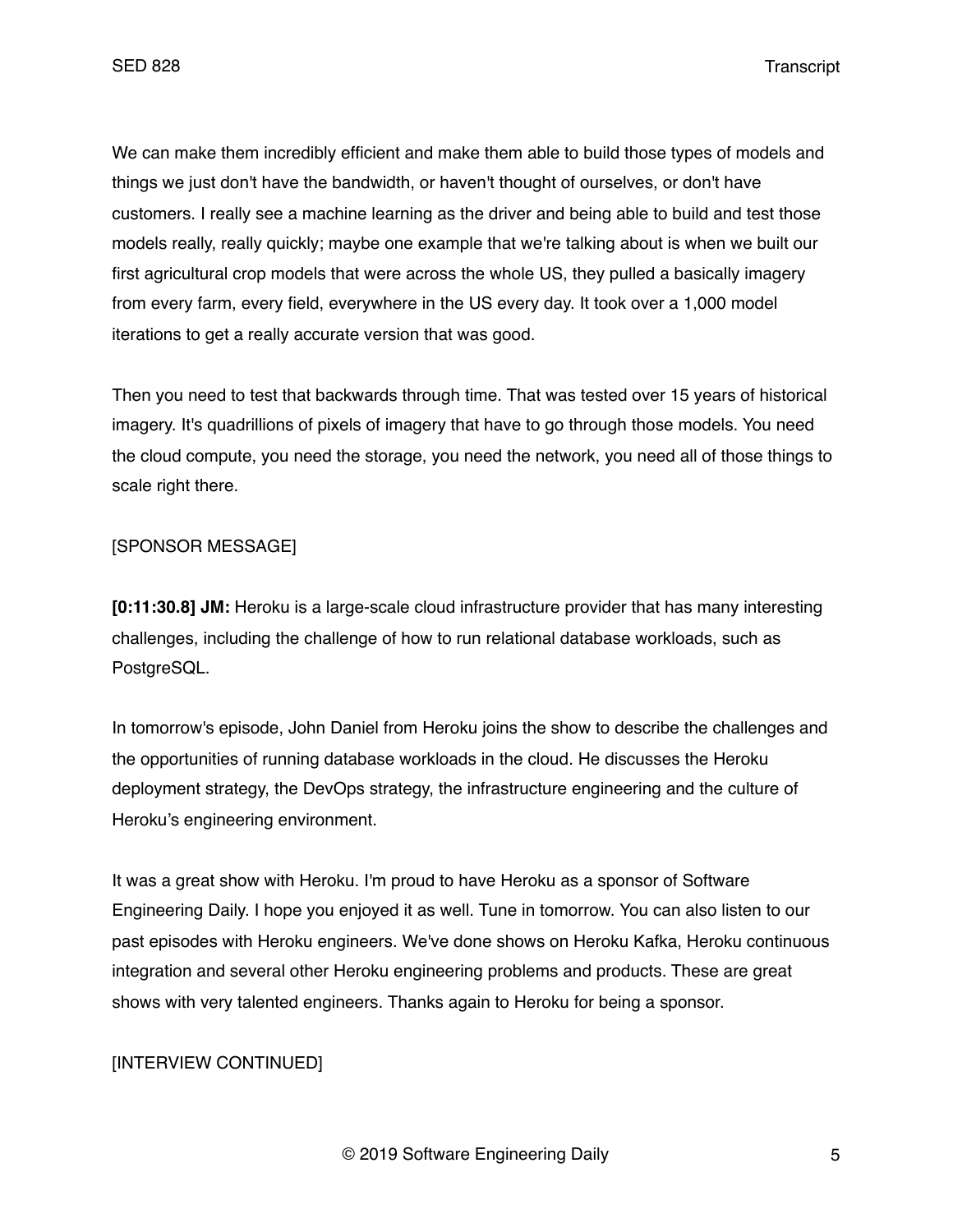We can make them incredibly efficient and make them able to build those types of models and things we just don't have the bandwidth, or haven't thought of ourselves, or don't have customers. I really see a machine learning as the driver and being able to build and test those models really, really quickly; maybe one example that we're talking about is when we built our first agricultural crop models that were across the whole US, they pulled a basically imagery from every farm, every field, everywhere in the US every day. It took over a 1,000 model iterations to get a really accurate version that was good.

Then you need to test that backwards through time. That was tested over 15 years of historical imagery. It's quadrillions of pixels of imagery that have to go through those models. You need the cloud compute, you need the storage, you need the network, you need all of those things to scale right there.

[SPONSOR MESSAGE]

**[0:11:30.8] JM:** Heroku is a large-scale cloud infrastructure provider that has many interesting challenges, including the challenge of how to run relational database workloads, such as PostgreSQL.

In tomorrow's episode, John Daniel from Heroku joins the show to describe the challenges and the opportunities of running database workloads in the cloud. He discusses the Heroku deployment strategy, the DevOps strategy, the infrastructure engineering and the culture of Heroku's engineering environment.

It was a great show with Heroku. I'm proud to have Heroku as a sponsor of Software Engineering Daily. I hope you enjoyed it as well. Tune in tomorrow. You can also listen to our past episodes with Heroku engineers. We've done shows on Heroku Kafka, Heroku continuous integration and several other Heroku engineering problems and products. These are great shows with very talented engineers. Thanks again to Heroku for being a sponsor.

[INTERVIEW CONTINUED]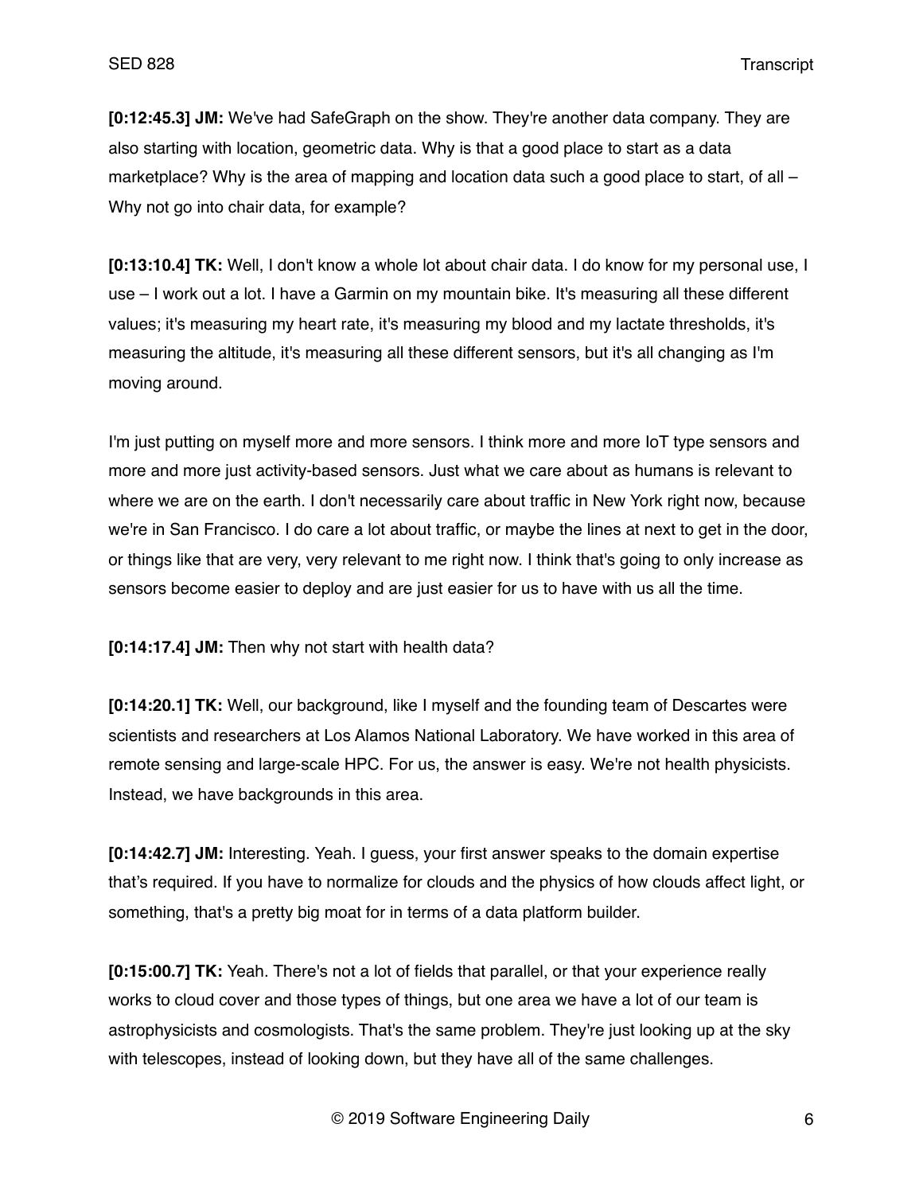**[0:12:45.3] JM:** We've had SafeGraph on the show. They're another data company. They are also starting with location, geometric data. Why is that a good place to start as a data marketplace? Why is the area of mapping and location data such a good place to start, of all – Why not go into chair data, for example?

**[0:13:10.4] TK:** Well, I don't know a whole lot about chair data. I do know for my personal use, I use – I work out a lot. I have a Garmin on my mountain bike. It's measuring all these different values; it's measuring my heart rate, it's measuring my blood and my lactate thresholds, it's measuring the altitude, it's measuring all these different sensors, but it's all changing as I'm moving around.

I'm just putting on myself more and more sensors. I think more and more IoT type sensors and more and more just activity-based sensors. Just what we care about as humans is relevant to where we are on the earth. I don't necessarily care about traffic in New York right now, because we're in San Francisco. I do care a lot about traffic, or maybe the lines at next to get in the door, or things like that are very, very relevant to me right now. I think that's going to only increase as sensors become easier to deploy and are just easier for us to have with us all the time.

**[0:14:17.4] JM:** Then why not start with health data?

**[0:14:20.1] TK:** Well, our background, like I myself and the founding team of Descartes were scientists and researchers at Los Alamos National Laboratory. We have worked in this area of remote sensing and large-scale HPC. For us, the answer is easy. We're not health physicists. Instead, we have backgrounds in this area.

**[0:14:42.7] JM:** Interesting. Yeah. I guess, your first answer speaks to the domain expertise that's required. If you have to normalize for clouds and the physics of how clouds affect light, or something, that's a pretty big moat for in terms of a data platform builder.

**[0:15:00.7] TK:** Yeah. There's not a lot of fields that parallel, or that your experience really works to cloud cover and those types of things, but one area we have a lot of our team is astrophysicists and cosmologists. That's the same problem. They're just looking up at the sky with telescopes, instead of looking down, but they have all of the same challenges.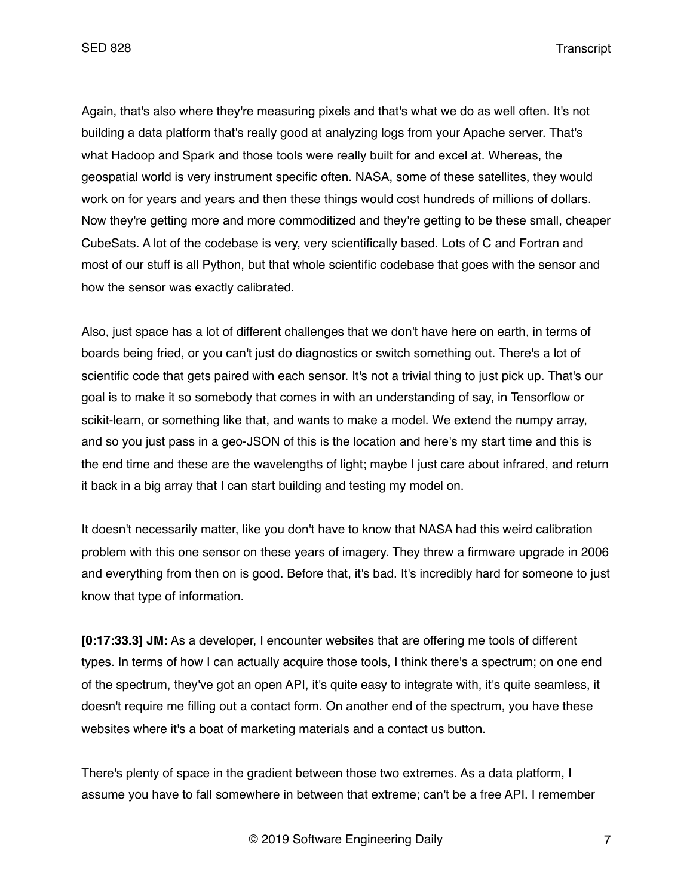Again, that's also where they're measuring pixels and that's what we do as well often. It's not building a data platform that's really good at analyzing logs from your Apache server. That's what Hadoop and Spark and those tools were really built for and excel at. Whereas, the geospatial world is very instrument specific often. NASA, some of these satellites, they would work on for years and years and then these things would cost hundreds of millions of dollars. Now they're getting more and more commoditized and they're getting to be these small, cheaper CubeSats. A lot of the codebase is very, very scientifically based. Lots of C and Fortran and most of our stuff is all Python, but that whole scientific codebase that goes with the sensor and how the sensor was exactly calibrated.

Also, just space has a lot of different challenges that we don't have here on earth, in terms of boards being fried, or you can't just do diagnostics or switch something out. There's a lot of scientific code that gets paired with each sensor. It's not a trivial thing to just pick up. That's our goal is to make it so somebody that comes in with an understanding of say, in Tensorflow or scikit-learn, or something like that, and wants to make a model. We extend the numpy array, and so you just pass in a geo-JSON of this is the location and here's my start time and this is the end time and these are the wavelengths of light; maybe I just care about infrared, and return it back in a big array that I can start building and testing my model on.

It doesn't necessarily matter, like you don't have to know that NASA had this weird calibration problem with this one sensor on these years of imagery. They threw a firmware upgrade in 2006 and everything from then on is good. Before that, it's bad. It's incredibly hard for someone to just know that type of information.

**[0:17:33.3] JM:** As a developer, I encounter websites that are offering me tools of different types. In terms of how I can actually acquire those tools, I think there's a spectrum; on one end of the spectrum, they've got an open API, it's quite easy to integrate with, it's quite seamless, it doesn't require me filling out a contact form. On another end of the spectrum, you have these websites where it's a boat of marketing materials and a contact us button.

There's plenty of space in the gradient between those two extremes. As a data platform, I assume you have to fall somewhere in between that extreme; can't be a free API. I remember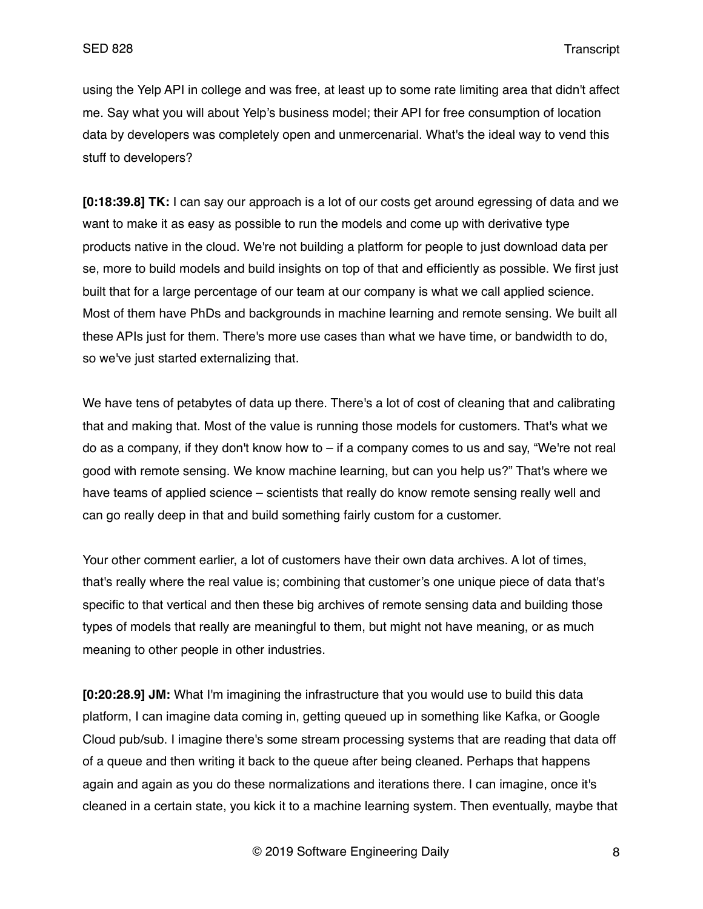using the Yelp API in college and was free, at least up to some rate limiting area that didn't affect me. Say what you will about Yelp's business model; their API for free consumption of location data by developers was completely open and unmercenarial. What's the ideal way to vend this stuff to developers?

**[0:18:39.8] TK:** I can say our approach is a lot of our costs get around egressing of data and we want to make it as easy as possible to run the models and come up with derivative type products native in the cloud. We're not building a platform for people to just download data per se, more to build models and build insights on top of that and efficiently as possible. We first just built that for a large percentage of our team at our company is what we call applied science. Most of them have PhDs and backgrounds in machine learning and remote sensing. We built all these APIs just for them. There's more use cases than what we have time, or bandwidth to do, so we've just started externalizing that.

We have tens of petabytes of data up there. There's a lot of cost of cleaning that and calibrating that and making that. Most of the value is running those models for customers. That's what we do as a company, if they don't know how to – if a company comes to us and say, "We're not real good with remote sensing. We know machine learning, but can you help us?" That's where we have teams of applied science – scientists that really do know remote sensing really well and can go really deep in that and build something fairly custom for a customer.

Your other comment earlier, a lot of customers have their own data archives. A lot of times, that's really where the real value is; combining that customer's one unique piece of data that's specific to that vertical and then these big archives of remote sensing data and building those types of models that really are meaningful to them, but might not have meaning, or as much meaning to other people in other industries.

**[0:20:28.9] JM:** What I'm imagining the infrastructure that you would use to build this data platform, I can imagine data coming in, getting queued up in something like Kafka, or Google Cloud pub/sub. I imagine there's some stream processing systems that are reading that data off of a queue and then writing it back to the queue after being cleaned. Perhaps that happens again and again as you do these normalizations and iterations there. I can imagine, once it's cleaned in a certain state, you kick it to a machine learning system. Then eventually, maybe that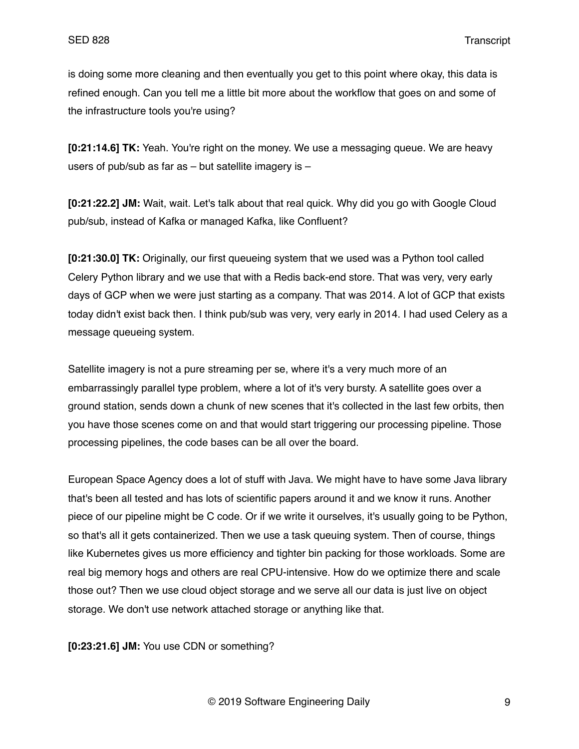is doing some more cleaning and then eventually you get to this point where okay, this data is refined enough. Can you tell me a little bit more about the workflow that goes on and some of the infrastructure tools you're using?

**[0:21:14.6] TK:** Yeah. You're right on the money. We use a messaging queue. We are heavy users of pub/sub as far as – but satellite imagery is –

**[0:21:22.2] JM:** Wait, wait. Let's talk about that real quick. Why did you go with Google Cloud pub/sub, instead of Kafka or managed Kafka, like Confluent?

**[0:21:30.0] TK:** Originally, our first queueing system that we used was a Python tool called Celery Python library and we use that with a Redis back-end store. That was very, very early days of GCP when we were just starting as a company. That was 2014. A lot of GCP that exists today didn't exist back then. I think pub/sub was very, very early in 2014. I had used Celery as a message queueing system.

Satellite imagery is not a pure streaming per se, where it's a very much more of an embarrassingly parallel type problem, where a lot of it's very bursty. A satellite goes over a ground station, sends down a chunk of new scenes that it's collected in the last few orbits, then you have those scenes come on and that would start triggering our processing pipeline. Those processing pipelines, the code bases can be all over the board.

European Space Agency does a lot of stuff with Java. We might have to have some Java library that's been all tested and has lots of scientific papers around it and we know it runs. Another piece of our pipeline might be C code. Or if we write it ourselves, it's usually going to be Python, so that's all it gets containerized. Then we use a task queuing system. Then of course, things like Kubernetes gives us more efficiency and tighter bin packing for those workloads. Some are real big memory hogs and others are real CPU-intensive. How do we optimize there and scale those out? Then we use cloud object storage and we serve all our data is just live on object storage. We don't use network attached storage or anything like that.

**[0:23:21.6] JM:** You use CDN or something?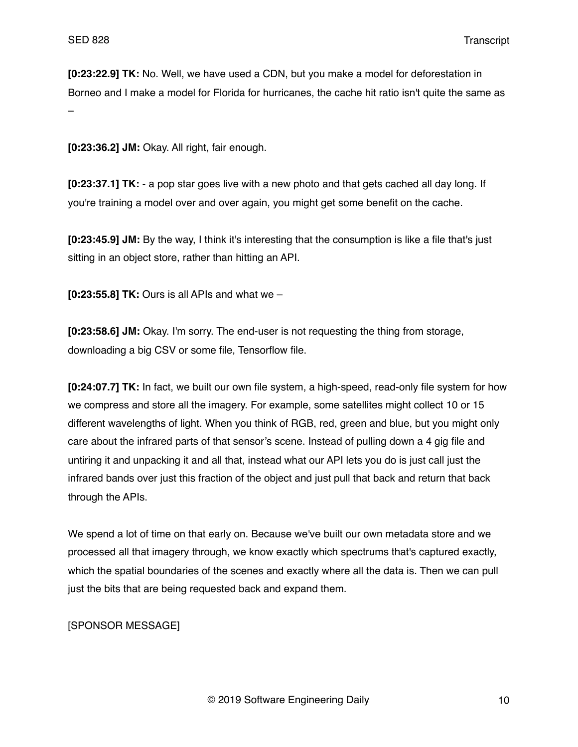**[0:23:22.9] TK:** No. Well, we have used a CDN, but you make a model for deforestation in Borneo and I make a model for Florida for hurricanes, the cache hit ratio isn't quite the same as –

**[0:23:36.2] JM:** Okay. All right, fair enough.

**[0:23:37.1] TK:** - a pop star goes live with a new photo and that gets cached all day long. If you're training a model over and over again, you might get some benefit on the cache.

**[0:23:45.9] JM:** By the way, I think it's interesting that the consumption is like a file that's just sitting in an object store, rather than hitting an API.

**[0:23:55.8] TK:** Ours is all APIs and what we –

**[0:23:58.6] JM:** Okay. I'm sorry. The end-user is not requesting the thing from storage, downloading a big CSV or some file, Tensorflow file.

**[0:24:07.7] TK:** In fact, we built our own file system, a high-speed, read-only file system for how we compress and store all the imagery. For example, some satellites might collect 10 or 15 different wavelengths of light. When you think of RGB, red, green and blue, but you might only care about the infrared parts of that sensor's scene. Instead of pulling down a 4 gig file and untiring it and unpacking it and all that, instead what our API lets you do is just call just the infrared bands over just this fraction of the object and just pull that back and return that back through the APIs.

We spend a lot of time on that early on. Because we've built our own metadata store and we processed all that imagery through, we know exactly which spectrums that's captured exactly, which the spatial boundaries of the scenes and exactly where all the data is. Then we can pull just the bits that are being requested back and expand them.

[SPONSOR MESSAGE]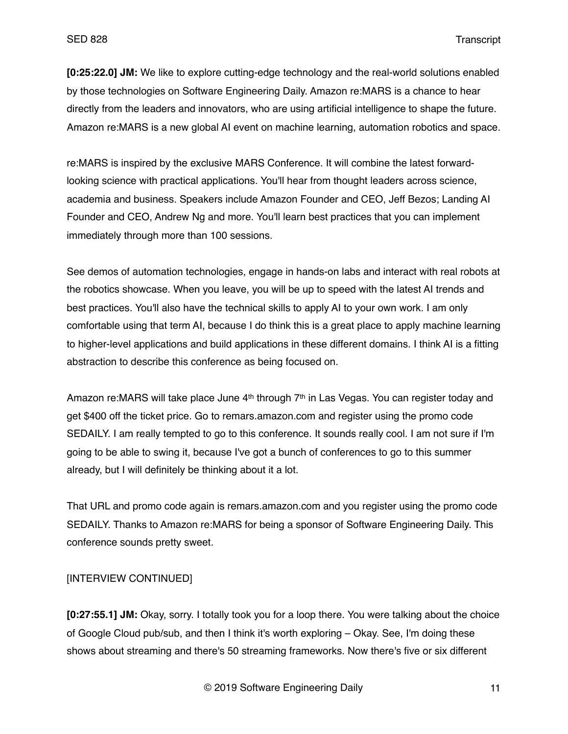**[0:25:22.0] JM:** We like to explore cutting-edge technology and the real-world solutions enabled by those technologies on Software Engineering Daily. Amazon re:MARS is a chance to hear directly from the leaders and innovators, who are using artificial intelligence to shape the future. Amazon re:MARS is a new global AI event on machine learning, automation robotics and space.

re:MARS is inspired by the exclusive MARS Conference. It will combine the latest forward-looking science with practical applications. You'll hear from thought leaders across science, academia and business. Speakers include Amazon Founder and CEO, Jeff Bezos; Landing AI Founder and CEO, Andrew Ng and more. You'll learn best practices that you can implement immediately through more than 100 sessions.

See demos of automation technologies, engage in hands-on labs and interact with real robots at the robotics showcase. When you leave, you will be up to speed with the latest AI trends and best practices. You'll also have the technical skills to apply AI to your own work. I am only comfortable using that term AI, because I do think this is a great place to apply machine learning to higher-level applications and build applications in these different domains. I think AI is a fitting abstraction to describe this conference as being focused on.

Amazon re:MARS will take place June 4th through 7th in Las Vegas. You can register today and get $400 off the ticket price. Go to remars.amazon.com and register using the promo code SEDAILY. I am really tempted to go to this conference. It sounds really cool. I am not sure if I'm going to be able to swing it, because I've got a bunch of conferences to go to this summer already, but I will definitely be thinking about it a lot.

That URL and promo code again is remars.amazon.com and you register using the promo code SEDAILY. Thanks to Amazon re:MARS for being a sponsor of Software Engineering Daily. This conference sounds pretty sweet.

[INTERVIEW CONTINUED]

**[0:27:55.1] JM:** Okay, sorry. I totally took you for a loop there. You were talking about the choice of Google Cloud pub/sub, and then I think it's worth exploring – Okay. See, I'm doing these shows about streaming and there's 50 streaming frameworks. Now there's five or six different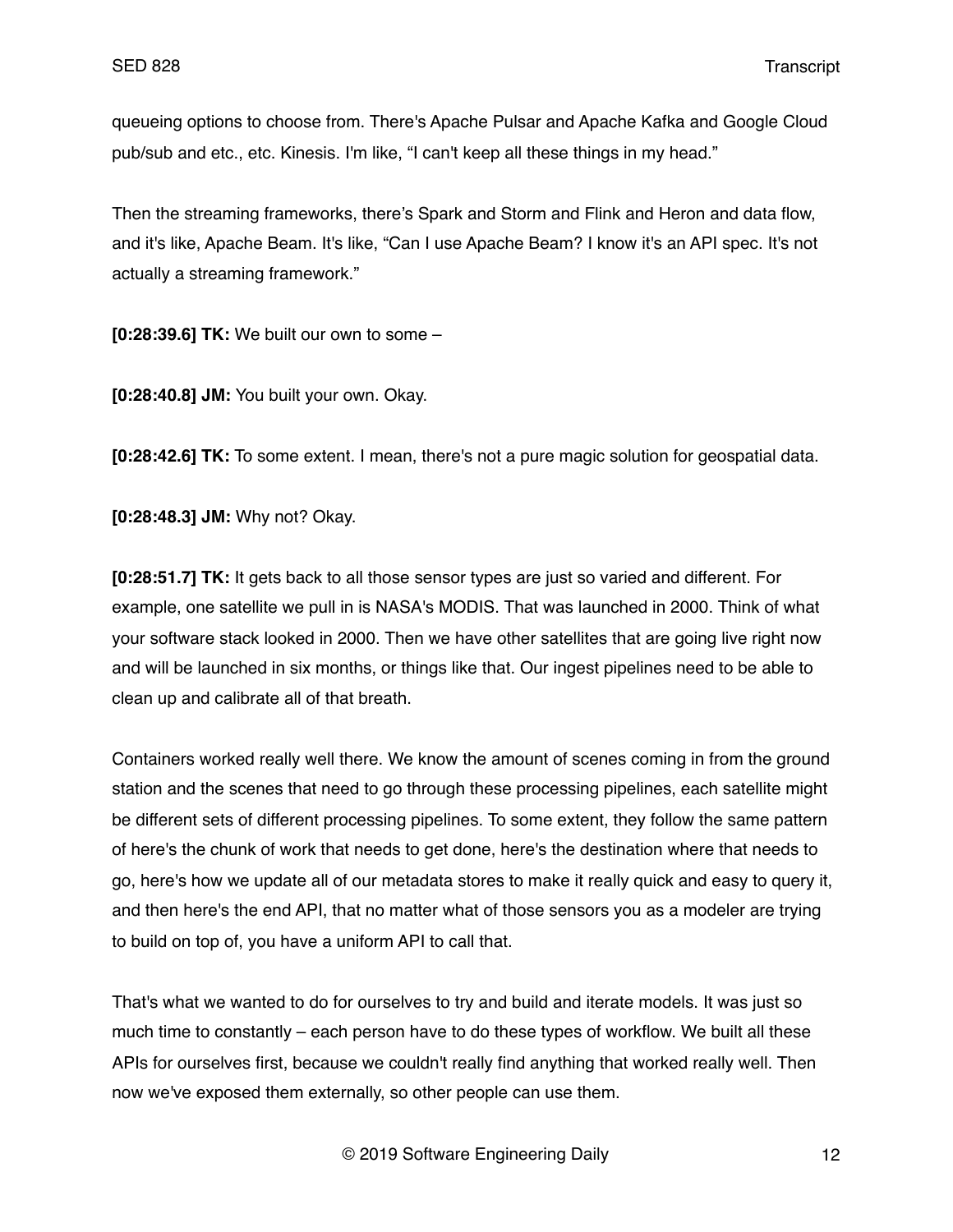queueing options to choose from. There's Apache Pulsar and Apache Kafka and Google Cloud pub/sub and etc., etc. Kinesis. I'm like, "I can't keep all these things in my head."

Then the streaming frameworks, there's Spark and Storm and Flink and Heron and data flow, and it's like, Apache Beam. It's like, "Can I use Apache Beam? I know it's an API spec. It's not actually a streaming framework."

**[0:28:39.6] TK:** We built our own to some –

**[0:28:40.8] JM:** You built your own. Okay.

**[0:28:42.6] TK:** To some extent. I mean, there's not a pure magic solution for geospatial data.

**[0:28:48.3] JM:** Why not? Okay.

**[0:28:51.7] TK:** It gets back to all those sensor types are just so varied and different. For example, one satellite we pull in is NASA's MODIS. That was launched in 2000. Think of what your software stack looked in 2000. Then we have other satellites that are going live right now and will be launched in six months, or things like that. Our ingest pipelines need to be able to clean up and calibrate all of that breath.

Containers worked really well there. We know the amount of scenes coming in from the ground station and the scenes that need to go through these processing pipelines, each satellite might be different sets of different processing pipelines. To some extent, they follow the same pattern of here's the chunk of work that needs to get done, here's the destination where that needs to go, here's how we update all of our metadata stores to make it really quick and easy to query it, and then here's the end API, that no matter what of those sensors you as a modeler are trying to build on top of, you have a uniform API to call that.

That's what we wanted to do for ourselves to try and build and iterate models. It was just so much time to constantly – each person have to do these types of workflow. We built all these APIs for ourselves first, because we couldn't really find anything that worked really well. Then now we've exposed them externally, so other people can use them.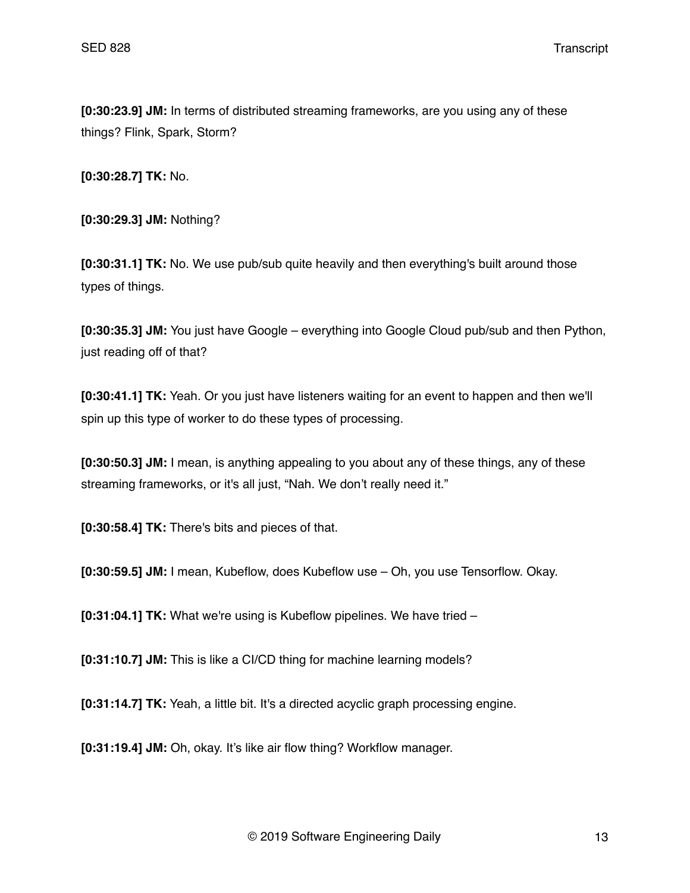**[0:30:23.9] JM:** In terms of distributed streaming frameworks, are you using any of these things? Flink, Spark, Storm?

**[0:30:28.7] TK:** No.

**[0:30:29.3] JM:** Nothing?

**[0:30:31.1] TK:** No. We use pub/sub quite heavily and then everything's built around those types of things.

**[0:30:35.3] JM:** You just have Google – everything into Google Cloud pub/sub and then Python, just reading off of that?

**[0:30:41.1] TK:** Yeah. Or you just have listeners waiting for an event to happen and then we'll spin up this type of worker to do these types of processing.

**[0:30:50.3] JM:** I mean, is anything appealing to you about any of these things, any of these streaming frameworks, or it's all just, "Nah. We don't really need it."

**[0:30:58.4] TK:** There's bits and pieces of that.

**[0:30:59.5] JM:** I mean, Kubeflow, does Kubeflow use – Oh, you use Tensorflow. Okay.

**[0:31:04.1] TK:** What we're using is Kubeflow pipelines. We have tried –

**[0:31:10.7] JM:** This is like a CI/CD thing for machine learning models?

**[0:31:14.7] TK:** Yeah, a little bit. It's a directed acyclic graph processing engine.

**[0:31:19.4] JM:** Oh, okay. It's like air flow thing? Workflow manager.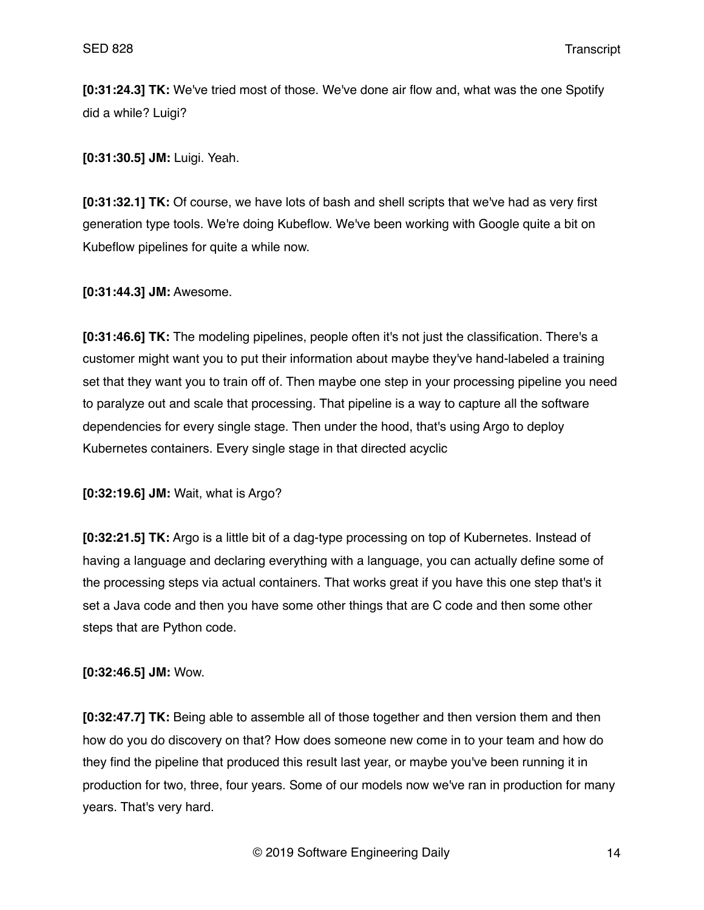**[0:31:24.3] TK:** We've tried most of those. We've done air flow and, what was the one Spotify did a while? Luigi?

**[0:31:30.5] JM:** Luigi. Yeah.

**[0:31:32.1] TK:** Of course, we have lots of bash and shell scripts that we've had as very first generation type tools. We're doing Kubeflow. We've been working with Google quite a bit on Kubeflow pipelines for quite a while now.

**[0:31:44.3] JM:** Awesome.

**[0:31:46.6] TK:** The modeling pipelines, people often it's not just the classification. There's a customer might want you to put their information about maybe they've hand-labeled a training set that they want you to train off of. Then maybe one step in your processing pipeline you need to paralyze out and scale that processing. That pipeline is a way to capture all the software dependencies for every single stage. Then under the hood, that's using Argo to deploy Kubernetes containers. Every single stage in that directed acyclic

**[0:32:19.6] JM:** Wait, what is Argo?

**[0:32:21.5] TK:** Argo is a little bit of a dag-type processing on top of Kubernetes. Instead of having a language and declaring everything with a language, you can actually define some of the processing steps via actual containers. That works great if you have this one step that's it set a Java code and then you have some other things that are C code and then some other steps that are Python code.

**[0:32:46.5] JM:** Wow.

**[0:32:47.7] TK:** Being able to assemble all of those together and then version them and then how do you do discovery on that? How does someone new come in to your team and how do they find the pipeline that produced this result last year, or maybe you've been running it in production for two, three, four years. Some of our models now we've ran in production for many years. That's very hard.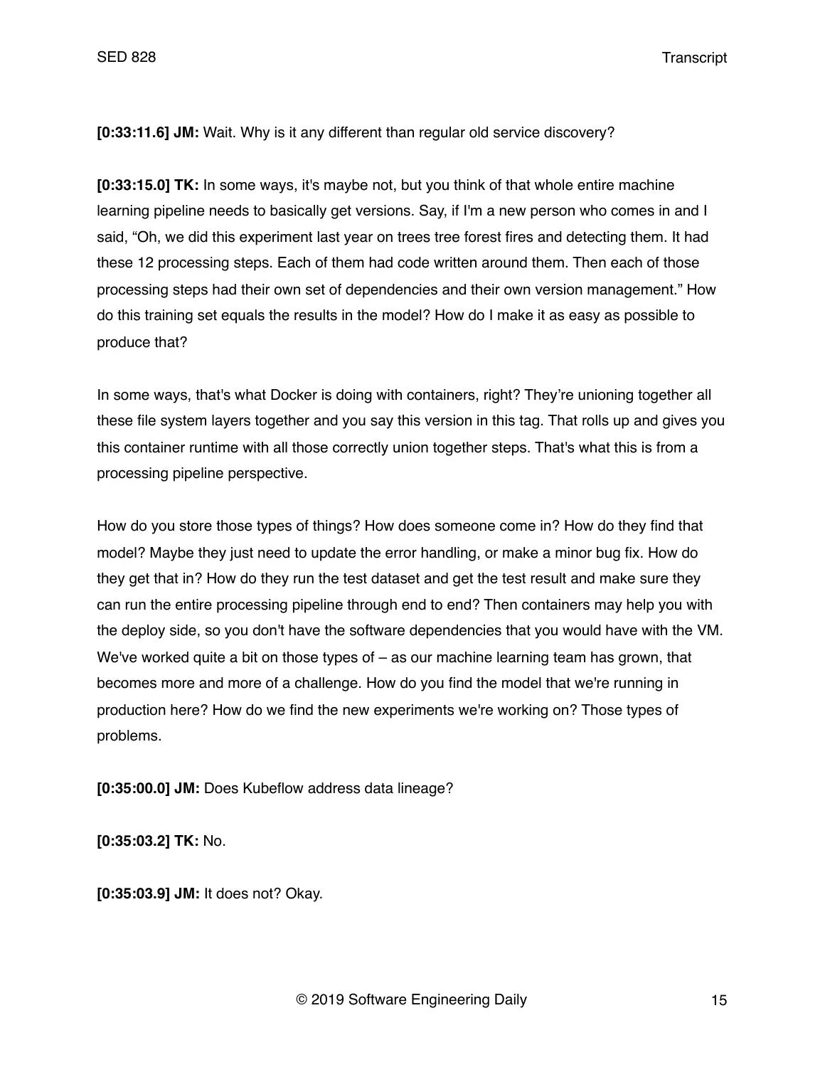**[0:33:11.6] JM:** Wait. Why is it any different than regular old service discovery?

**[0:33:15.0] TK:** In some ways, it's maybe not, but you think of that whole entire machine learning pipeline needs to basically get versions. Say, if I'm a new person who comes in and I said, "Oh, we did this experiment last year on trees tree forest fires and detecting them. It had these 12 processing steps. Each of them had code written around them. Then each of those processing steps had their own set of dependencies and their own version management." How do this training set equals the results in the model? How do I make it as easy as possible to produce that?

In some ways, that's what Docker is doing with containers, right? They're unioning together all these file system layers together and you say this version in this tag. That rolls up and gives you this container runtime with all those correctly union together steps. That's what this is from a processing pipeline perspective.

How do you store those types of things? How does someone come in? How do they find that model? Maybe they just need to update the error handling, or make a minor bug fix. How do they get that in? How do they run the test dataset and get the test result and make sure they can run the entire processing pipeline through end to end? Then containers may help you with the deploy side, so you don't have the software dependencies that you would have with the VM. We've worked quite a bit on those types of – as our machine learning team has grown, that becomes more and more of a challenge. How do you find the model that we're running in production here? How do we find the new experiments we're working on? Those types of problems.

**[0:35:00.0] JM:** Does Kubeflow address data lineage?

**[0:35:03.2] TK:** No.

**[0:35:03.9] JM:** It does not? Okay.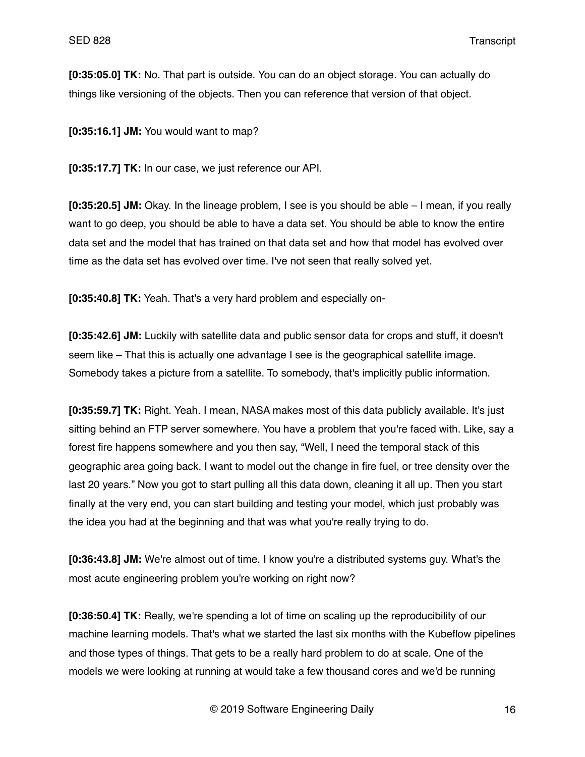**[0:35:05.0] TK:** No. That part is outside. You can do an object storage. You can actually do things like versioning of the objects. Then you can reference that version of that object.

**[0:35:16.1] JM:** You would want to map?

**[0:35:17.7] TK:** In our case, we just reference our API.

**[0:35:20.5] JM:** Okay. In the lineage problem, I see is you should be able – I mean, if you really want to go deep, you should be able to have a data set. You should be able to know the entire data set and the model that has trained on that data set and how that model has evolved over time as the data set has evolved over time. I've not seen that really solved yet.

**[0:35:40.8] TK:** Yeah. That's a very hard problem and especially on-

**[0:35:42.6] JM:** Luckily with satellite data and public sensor data for crops and stuff, it doesn't seem like – That this is actually one advantage I see is the geographical satellite image. Somebody takes a picture from a satellite. To somebody, that's implicitly public information.

**[0:35:59.7] TK:** Right. Yeah. I mean, NASA makes most of this data publicly available. It's just sitting behind an FTP server somewhere. You have a problem that you're faced with. Like, say a forest fire happens somewhere and you then say, "Well, I need the temporal stack of this geographic area going back. I want to model out the change in fire fuel, or tree density over the last 20 years." Now you got to start pulling all this data down, cleaning it all up. Then you start finally at the very end, you can start building and testing your model, which just probably was the idea you had at the beginning and that was what you're really trying to do.

**[0:36:43.8] JM:** We're almost out of time. I know you're a distributed systems guy. What's the most acute engineering problem you're working on right now?

**[0:36:50.4] TK:** Really, we're spending a lot of time on scaling up the reproducibility of our machine learning models. That's what we started the last six months with the Kubeflow pipelines and those types of things. That gets to be a really hard problem to do at scale. One of the models we were looking at running at would take a few thousand cores and we'd be running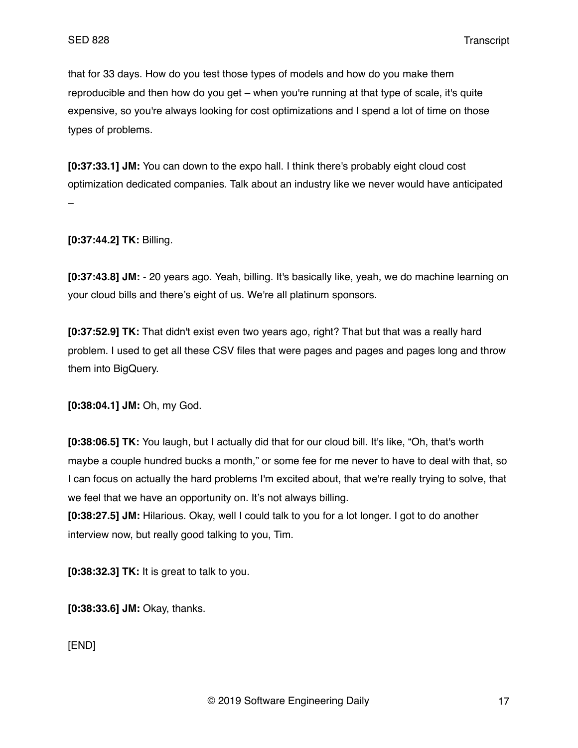that for 33 days. How do you test those types of models and how do you make them reproducible and then how do you get – when you're running at that type of scale, it's quite expensive, so you're always looking for cost optimizations and I spend a lot of time on those types of problems.

**[0:37:33.1] JM:** You can down to the expo hall. I think there's probably eight cloud cost optimization dedicated companies. Talk about an industry like we never would have anticipated –

**[0:37:44.2] TK:** Billing.

**[0:37:43.8] JM:** - 20 years ago. Yeah, billing. It's basically like, yeah, we do machine learning on your cloud bills and there's eight of us. We're all platinum sponsors.

**[0:37:52.9] TK:** That didn't exist even two years ago, right? That but that was a really hard problem. I used to get all these CSV files that were pages and pages and pages long and throw them into BigQuery.

**[0:38:04.1] JM:** Oh, my God.

**[0:38:06.5] TK:** You laugh, but I actually did that for our cloud bill. It's like, "Oh, that's worth maybe a couple hundred bucks a month," or some fee for me never to have to deal with that, so I can focus on actually the hard problems I'm excited about, that we're really trying to solve, that we feel that we have an opportunity on. It's not always billing.

**[0:38:27.5] JM:** Hilarious. Okay, well I could talk to you for a lot longer. I got to do another interview now, but really good talking to you, Tim.

**[0:38:32.3] TK:** It is great to talk to you.

**[0:38:33.6] JM:** Okay, thanks.

[END]

© 2019 Software Engineering Daily